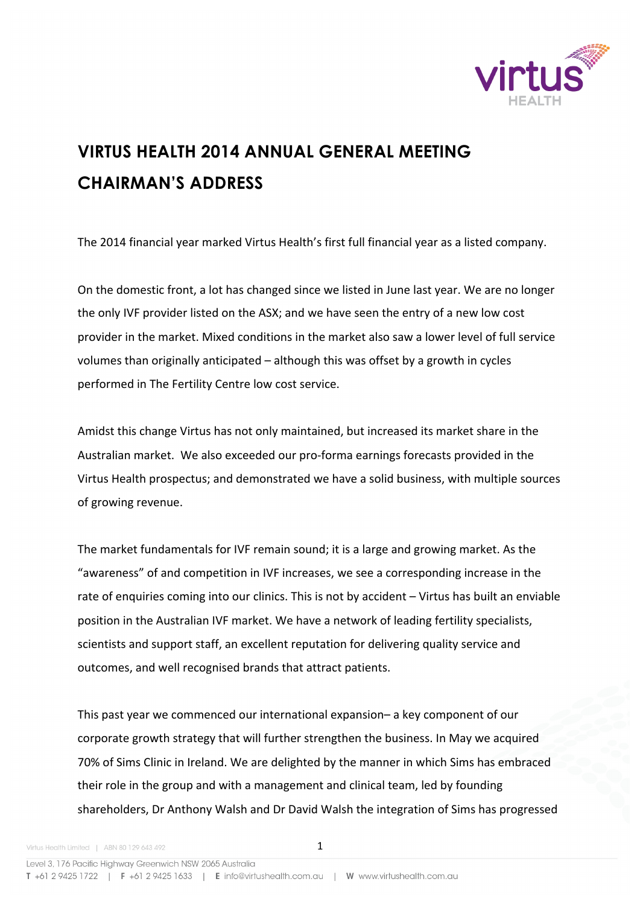# VIRTUS HEALTH 2014 ANNUAL GENERAL MEETING

# CHAIRMAN'S ADDRESS

The 2014 financial year marked Virtus Health's first full financial year as a listed company.

On the domestic front, a lot has changed since we listed in June last year. We are no longer the only IVF provider listed on the ASX; and we have seen the entry of a new low cost provider in the market. Mixed conditions in the market also saw a lower level of full service volumes than originally anticipated – although this was offset by a growth in cycles performed in The Fertility Centre low cost service.

Amidst this change Virtus has not only maintained, but increased its market share in the Australian market. We also exceeded our pro-forma earnings forecasts provided in the Virtus Health prospectus; and demonstrated we have a solid business, with multiple sources of growing revenue.

The market fundamentals for IVF remain sound; it is a large and growing market. As the "awareness" of and competition in IVF increases, we see a corresponding increase in the rate of enquiries coming into our clinics. This is not by accident – Virtus has built an enviable position in the Australian IVF market. We have a network of leading fertility specialists, scientists and support staff, an excellent reputation for delivering quality service and outcomes, and well recognised brands that attract patients.

This past year we commenced our international expansion– a key component of our corporate growth strategy that will further strengthen the business. In May we acquired 70% of Sims Clinic in Ireland. We are delighted by the manner in which Sims has embraced their role in the group and with a management and clinical team, led by founding shareholders, Dr Anthony Walsh and Dr David Walsh the integration of Sims has progressed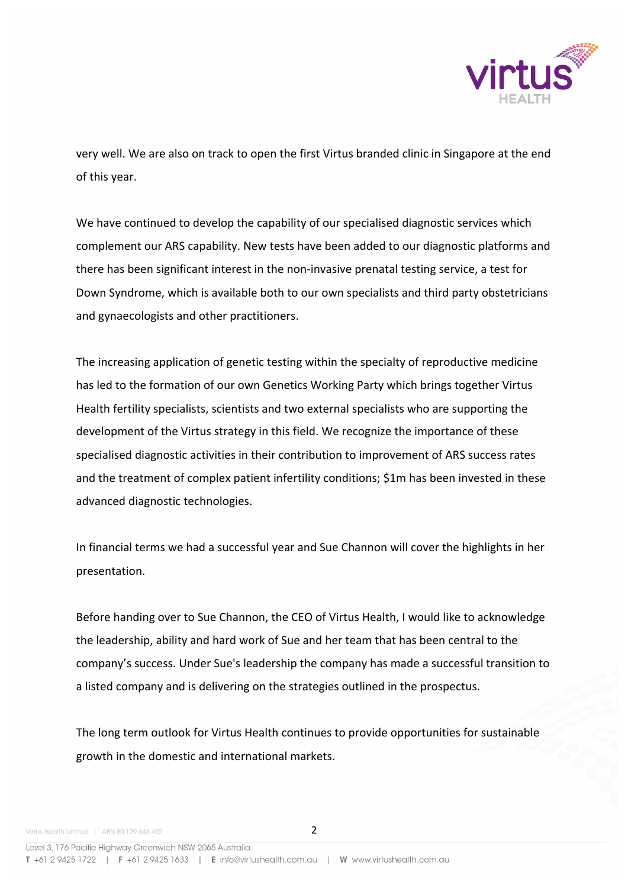very well. We are also on track to open the first Virtus branded clinic in Singapore at the end of this year.

We have continued to develop the capability of our specialised diagnostic services which complement our ARS capability. New tests have been added to our diagnostic platforms and there has been significant interest in the non-invasive prenatal testing service, a test for Down Syndrome, which is available both to our own specialists and third party obstetricians and gynaecologists and other practitioners.

The increasing application of genetic testing within the specialty of reproductive medicine has led to the formation of our own Genetics Working Party which brings together Virtus Health fertility specialists, scientists and two external specialists who are supporting the development of the Virtus strategy in this field. We recognize the importance of these specialised diagnostic activities in their contribution to improvement of ARS success rates and the treatment of complex patient infertility conditions; $1m has been invested in these advanced diagnostic technologies.

In financial terms we had a successful year and Sue Channon will cover the highlights in her presentation.

Before handing over to Sue Channon, the CEO of Virtus Health, I would like to acknowledge the leadership, ability and hard work of Sue and her team that has been central to the company's success. Under Sue's leadership the company has made a successful transition to a listed company and is delivering on the strategies outlined in the prospectus.

The long term outlook for Virtus Health continues to provide opportunities for sustainable growth in the domestic and international markets.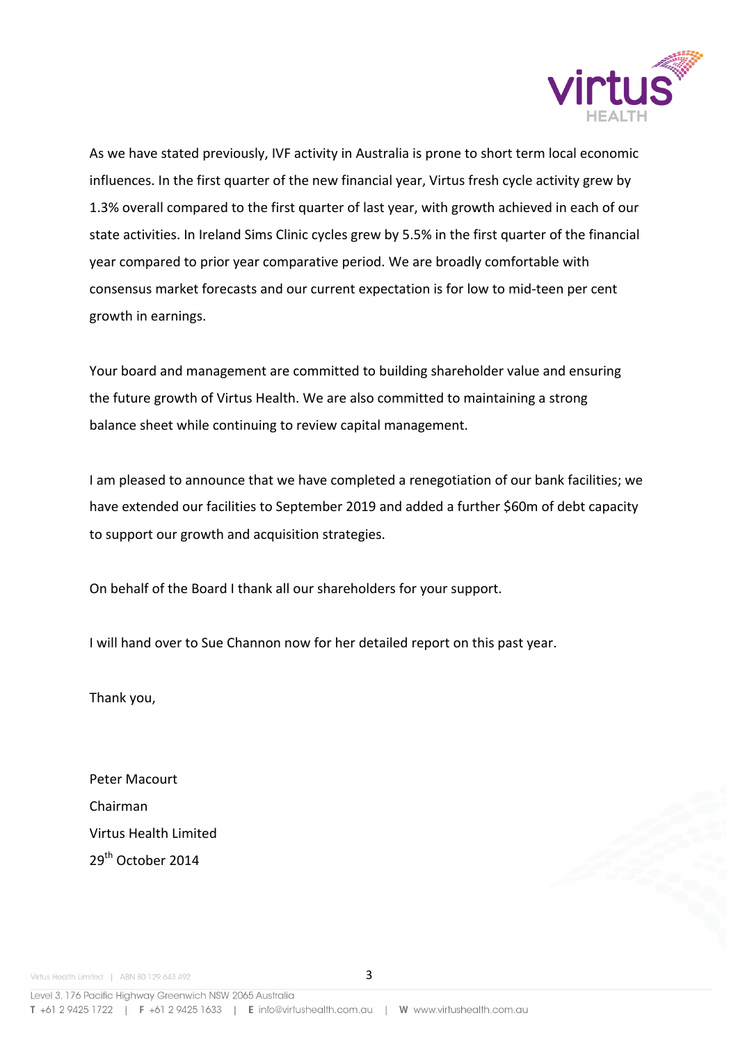As we have stated previously, IVF activity in Australia is prone to short term local economic influences. In the first quarter of the new financial year, Virtus fresh cycle activity grew by 1.3% overall compared to the first quarter of last year, with growth achieved in each of our state activities. In Ireland Sims Clinic cycles grew by 5.5% in the first quarter of the financial year compared to prior year comparative period. We are broadly comfortable with consensus market forecasts and our current expectation is for low to mid-teen per cent growth in earnings.

Your board and management are committed to building shareholder value and ensuring the future growth of Virtus Health. We are also committed to maintaining a strong balance sheet while continuing to review capital management.

I am pleased to announce that we have completed a renegotiation of our bank facilities; we have extended our facilities to September 2019 and added a further $60m of debt capacity to support our growth and acquisition strategies.

On behalf of the Board I thank all our shareholders for your support.

I will hand over to Sue Channon now for her detailed report on this past year.

Thank you,

Peter Macourt
Chairman
Virtus Health Limited
29th October 2014